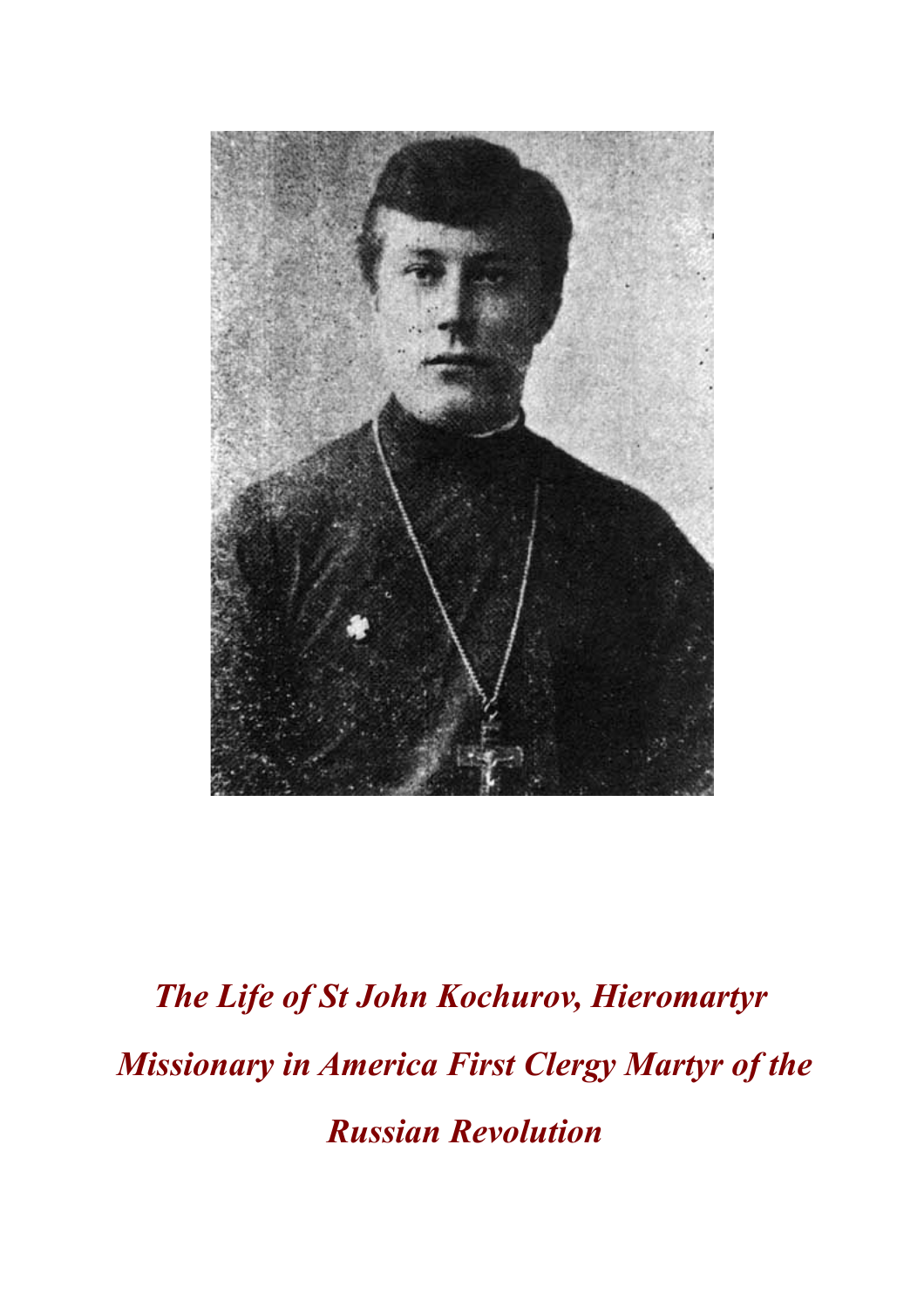*The Life of St John Kochurov, Hieromartyr*

*Missionary in America First Clergy Martyr of the*

*Russian Revolution*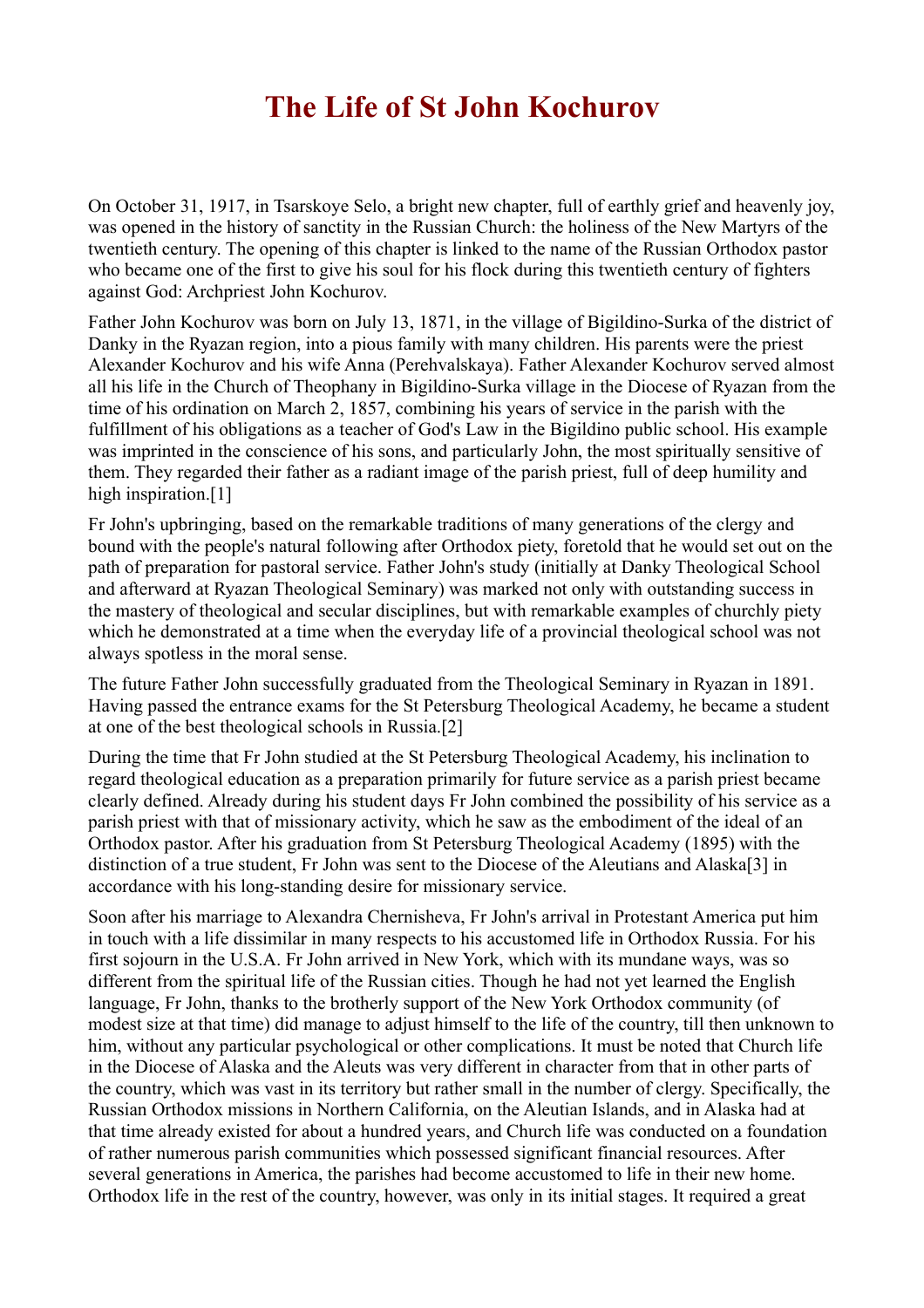// The Life of St John Kochurov

On October 31, 1917, in Tsarskoye Selo, a bright new chapter, full of earthly grief and heavenly joy, was opened in the history of sanctity in the Russian Church: the holiness of the New Martyrs of the twentieth century. The opening of this chapter is linked to the name of the Russian Orthodox pastor who became one of the first to give his soul for his flock during this twentieth century of fighters against God: Archpriest John Kochurov.

Father John Kochurov was born on July 13, 1871, in the village of Bigildino-Surka of the district of Danky in the Ryazan region, into a pious family with many children. His parents were the priest Alexander Kochurov and his wife Anna (Perehvalskaya). Father Alexander Kochurov served almost all his life in the Church of Theophany in Bigildino-Surka village in the Diocese of Ryazan from the time of his ordination on March 2, 1857, combining his years of service in the parish with the fulfillment of his obligations as a teacher of God's Law in the Bigildino public school. His example was imprinted in the conscience of his sons, and particularly John, the most spiritually sensitive of them. They regarded their father as a radiant image of the parish priest, full of deep humility and high inspiration.[1]

Fr John's upbringing, based on the remarkable traditions of many generations of the clergy and bound with the people's natural following after Orthodox piety, foretold that he would set out on the path of preparation for pastoral service. Father John's study (initially at Danky Theological School and afterward at Ryazan Theological Seminary) was marked not only with outstanding success in the mastery of theological and secular disciplines, but with remarkable examples of churchly piety which he demonstrated at a time when the everyday life of a provincial theological school was not always spotless in the moral sense.

The future Father John successfully graduated from the Theological Seminary in Ryazan in 1891. Having passed the entrance exams for the St Petersburg Theological Academy, he became a student at one of the best theological schools in Russia.[2]

During the time that Fr John studied at the St Petersburg Theological Academy, his inclination to regard theological education as a preparation primarily for future service as a parish priest became clearly defined. Already during his student days Fr John combined the possibility of his service as a parish priest with that of missionary activity, which he saw as the embodiment of the ideal of an Orthodox pastor. After his graduation from St Petersburg Theological Academy (1895) with the distinction of a true student, Fr John was sent to the Diocese of the Aleutians and Alaska[3] in accordance with his long-standing desire for missionary service.

Soon after his marriage to Alexandra Chernisheva, Fr John's arrival in Protestant America put him in touch with a life dissimilar in many respects to his accustomed life in Orthodox Russia. For his first sojourn in the U.S.A. Fr John arrived in New York, which with its mundane ways, was so different from the spiritual life of the Russian cities. Though he had not yet learned the English language, Fr John, thanks to the brotherly support of the New York Orthodox community (of modest size at that time) did manage to adjust himself to the life of the country, till then unknown to him, without any particular psychological or other complications. It must be noted that Church life in the Diocese of Alaska and the Aleuts was very different in character from that in other parts of the country, which was vast in its territory but rather small in the number of clergy. Specifically, the Russian Orthodox missions in Northern California, on the Aleutian Islands, and in Alaska had at that time already existed for about a hundred years, and Church life was conducted on a foundation of rather numerous parish communities which possessed significant financial resources. After several generations in America, the parishes had become accustomed to life in their new home. Orthodox life in the rest of the country, however, was only in its initial stages. It required a great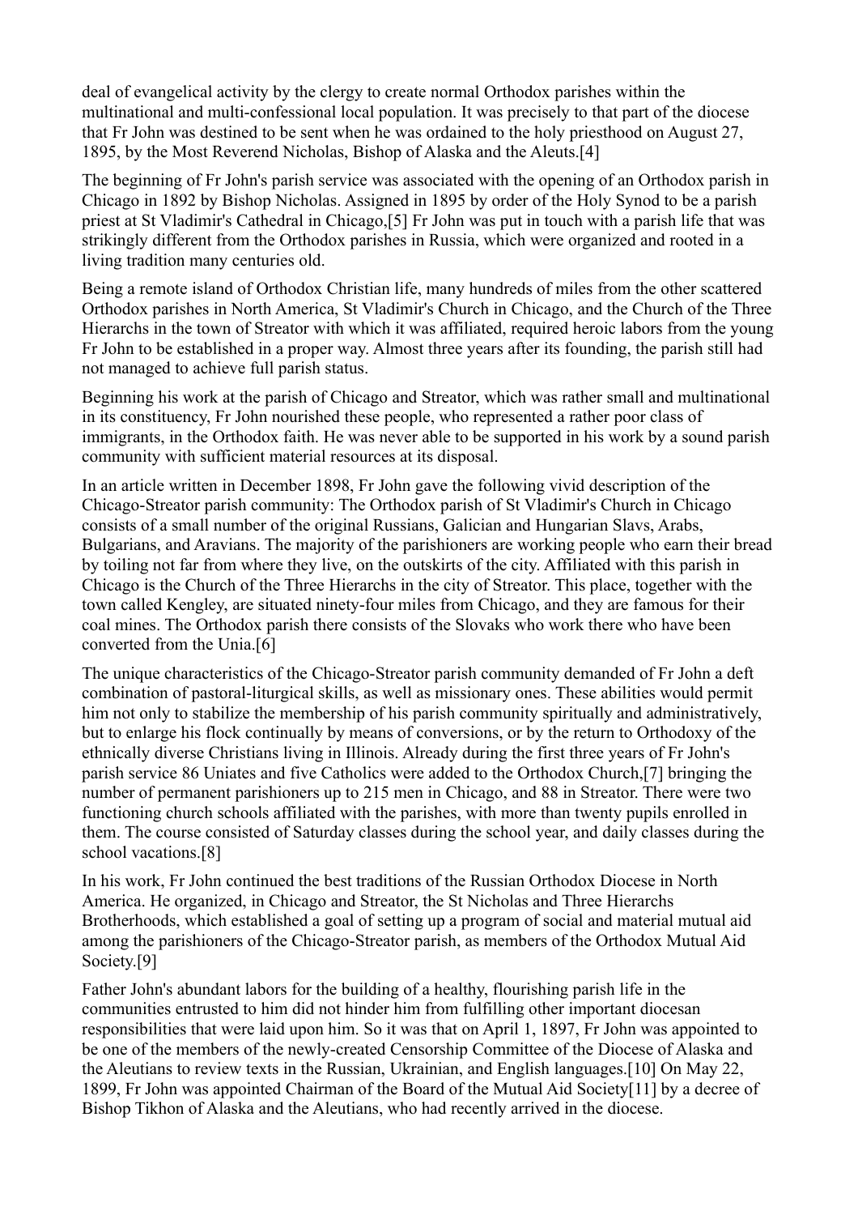deal of evangelical activity by the clergy to create normal Orthodox parishes within the multinational and multi-confessional local population. It was precisely to that part of the diocese that Fr John was destined to be sent when he was ordained to the holy priesthood on August 27, 1895, by the Most Reverend Nicholas, Bishop of Alaska and the Aleuts.[4]

The beginning of Fr John's parish service was associated with the opening of an Orthodox parish in Chicago in 1892 by Bishop Nicholas. Assigned in 1895 by order of the Holy Synod to be a parish priest at St Vladimir's Cathedral in Chicago,[5] Fr John was put in touch with a parish life that was strikingly different from the Orthodox parishes in Russia, which were organized and rooted in a living tradition many centuries old.

Being a remote island of Orthodox Christian life, many hundreds of miles from the other scattered Orthodox parishes in North America, St Vladimir's Church in Chicago, and the Church of the Three Hierarchs in the town of Streator with which it was affiliated, required heroic labors from the young Fr John to be established in a proper way. Almost three years after its founding, the parish still had not managed to achieve full parish status.

Beginning his work at the parish of Chicago and Streator, which was rather small and multinational in its constituency, Fr John nourished these people, who represented a rather poor class of immigrants, in the Orthodox faith. He was never able to be supported in his work by a sound parish community with sufficient material resources at its disposal.

In an article written in December 1898, Fr John gave the following vivid description of the Chicago-Streator parish community: The Orthodox parish of St Vladimir's Church in Chicago consists of a small number of the original Russians, Galician and Hungarian Slavs, Arabs, Bulgarians, and Aravians. The majority of the parishioners are working people who earn their bread by toiling not far from where they live, on the outskirts of the city. Affiliated with this parish in Chicago is the Church of the Three Hierarchs in the city of Streator. This place, together with the town called Kengley, are situated ninety-four miles from Chicago, and they are famous for their coal mines. The Orthodox parish there consists of the Slovaks who work there who have been converted from the Unia.[6]

The unique characteristics of the Chicago-Streator parish community demanded of Fr John a deft combination of pastoral-liturgical skills, as well as missionary ones. These abilities would permit him not only to stabilize the membership of his parish community spiritually and administratively, but to enlarge his flock continually by means of conversions, or by the return to Orthodoxy of the ethnically diverse Christians living in Illinois. Already during the first three years of Fr John's parish service 86 Uniates and five Catholics were added to the Orthodox Church,[7] bringing the number of permanent parishioners up to 215 men in Chicago, and 88 in Streator. There were two functioning church schools affiliated with the parishes, with more than twenty pupils enrolled in them. The course consisted of Saturday classes during the school year, and daily classes during the school vacations.[8]

In his work, Fr John continued the best traditions of the Russian Orthodox Diocese in North America. He organized, in Chicago and Streator, the St Nicholas and Three Hierarchs Brotherhoods, which established a goal of setting up a program of social and material mutual aid among the parishioners of the Chicago-Streator parish, as members of the Orthodox Mutual Aid Society.[9]

Father John's abundant labors for the building of a healthy, flourishing parish life in the communities entrusted to him did not hinder him from fulfilling other important diocesan responsibilities that were laid upon him. So it was that on April 1, 1897, Fr John was appointed to be one of the members of the newly-created Censorship Committee of the Diocese of Alaska and the Aleutians to review texts in the Russian, Ukrainian, and English languages.[10] On May 22, 1899, Fr John was appointed Chairman of the Board of the Mutual Aid Society[11] by a decree of Bishop Tikhon of Alaska and the Aleutians, who had recently arrived in the diocese.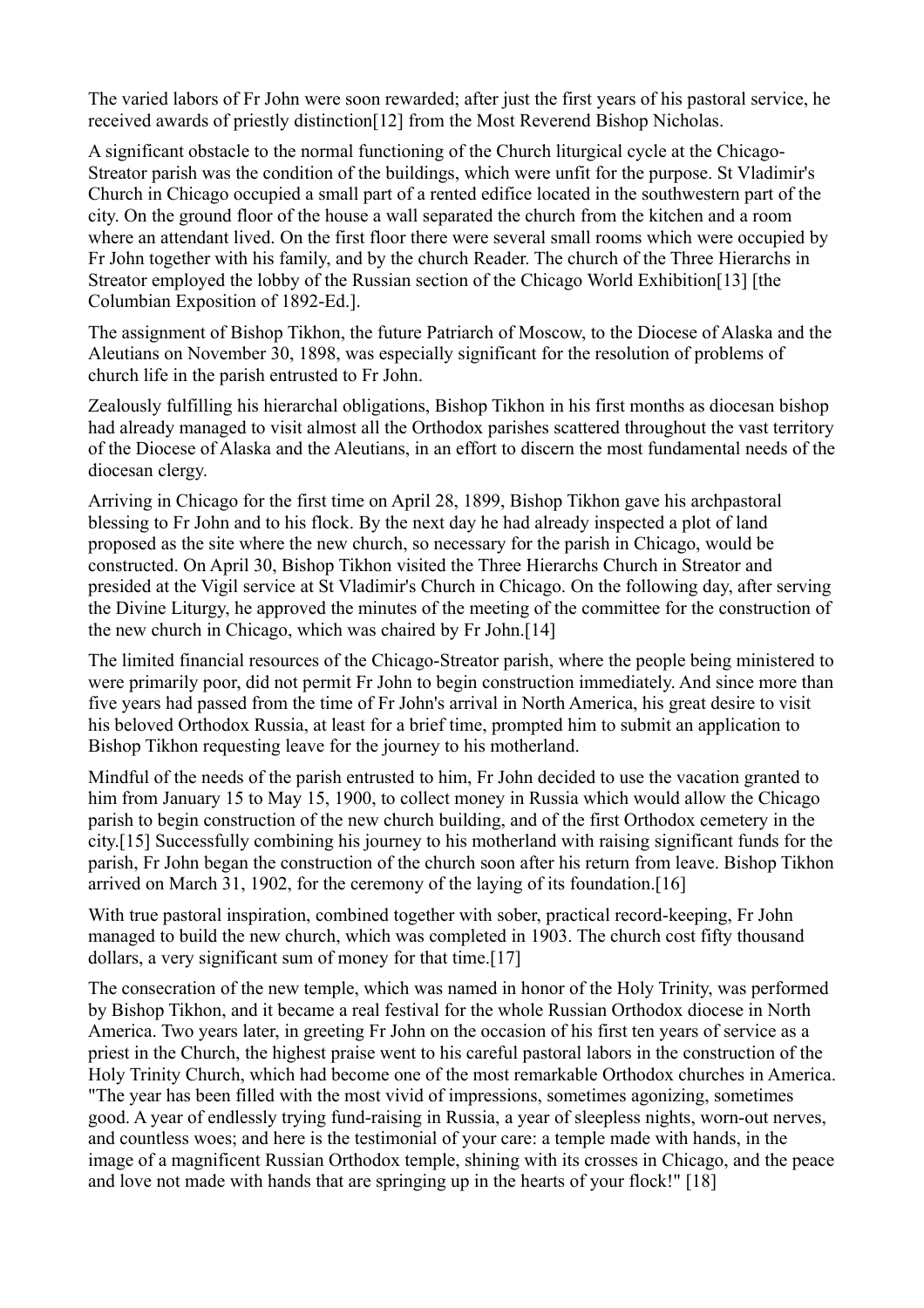The varied labors of Fr John were soon rewarded; after just the first years of his pastoral service, he received awards of priestly distinction[12] from the Most Reverend Bishop Nicholas.

A significant obstacle to the normal functioning of the Church liturgical cycle at the Chicago-Streator parish was the condition of the buildings, which were unfit for the purpose. St Vladimir's Church in Chicago occupied a small part of a rented edifice located in the southwestern part of the city. On the ground floor of the house a wall separated the church from the kitchen and a room where an attendant lived. On the first floor there were several small rooms which were occupied by Fr John together with his family, and by the church Reader. The church of the Three Hierarchs in Streator employed the lobby of the Russian section of the Chicago World Exhibition[13] [the Columbian Exposition of 1892-Ed.].

The assignment of Bishop Tikhon, the future Patriarch of Moscow, to the Diocese of Alaska and the Aleutians on November 30, 1898, was especially significant for the resolution of problems of church life in the parish entrusted to Fr John.

Zealously fulfilling his hierarchal obligations, Bishop Tikhon in his first months as diocesan bishop had already managed to visit almost all the Orthodox parishes scattered throughout the vast territory of the Diocese of Alaska and the Aleutians, in an effort to discern the most fundamental needs of the diocesan clergy.

Arriving in Chicago for the first time on April 28, 1899, Bishop Tikhon gave his archpastoral blessing to Fr John and to his flock. By the next day he had already inspected a plot of land proposed as the site where the new church, so necessary for the parish in Chicago, would be constructed. On April 30, Bishop Tikhon visited the Three Hierarchs Church in Streator and presided at the Vigil service at St Vladimir's Church in Chicago. On the following day, after serving the Divine Liturgy, he approved the minutes of the meeting of the committee for the construction of the new church in Chicago, which was chaired by Fr John.[14]

The limited financial resources of the Chicago-Streator parish, where the people being ministered to were primarily poor, did not permit Fr John to begin construction immediately. And since more than five years had passed from the time of Fr John's arrival in North America, his great desire to visit his beloved Orthodox Russia, at least for a brief time, prompted him to submit an application to Bishop Tikhon requesting leave for the journey to his motherland.

Mindful of the needs of the parish entrusted to him, Fr John decided to use the vacation granted to him from January 15 to May 15, 1900, to collect money in Russia which would allow the Chicago parish to begin construction of the new church building, and of the first Orthodox cemetery in the city.[15] Successfully combining his journey to his motherland with raising significant funds for the parish, Fr John began the construction of the church soon after his return from leave. Bishop Tikhon arrived on March 31, 1902, for the ceremony of the laying of its foundation.[16]

With true pastoral inspiration, combined together with sober, practical record-keeping, Fr John managed to build the new church, which was completed in 1903. The church cost fifty thousand dollars, a very significant sum of money for that time.[17]

The consecration of the new temple, which was named in honor of the Holy Trinity, was performed by Bishop Tikhon, and it became a real festival for the whole Russian Orthodox diocese in North America. Two years later, in greeting Fr John on the occasion of his first ten years of service as a priest in the Church, the highest praise went to his careful pastoral labors in the construction of the Holy Trinity Church, which had become one of the most remarkable Orthodox churches in America. "The year has been filled with the most vivid of impressions, sometimes agonizing, sometimes good. A year of endlessly trying fund-raising in Russia, a year of sleepless nights, worn-out nerves, and countless woes; and here is the testimonial of your care: a temple made with hands, in the image of a magnificent Russian Orthodox temple, shining with its crosses in Chicago, and the peace and love not made with hands that are springing up in the hearts of your flock!" [18]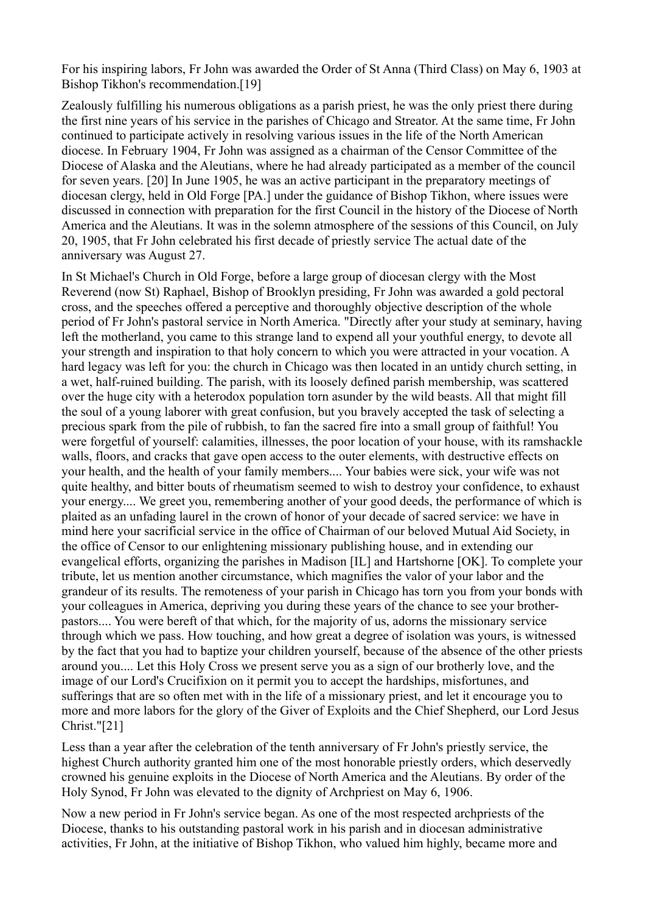For his inspiring labors, Fr John was awarded the Order of St Anna (Third Class) on May 6, 1903 at Bishop Tikhon's recommendation.[19]

Zealously fulfilling his numerous obligations as a parish priest, he was the only priest there during the first nine years of his service in the parishes of Chicago and Streator. At the same time, Fr John continued to participate actively in resolving various issues in the life of the North American diocese. In February 1904, Fr John was assigned as a chairman of the Censor Committee of the Diocese of Alaska and the Aleutians, where he had already participated as a member of the council for seven years. [20] In June 1905, he was an active participant in the preparatory meetings of diocesan clergy, held in Old Forge [PA.] under the guidance of Bishop Tikhon, where issues were discussed in connection with preparation for the first Council in the history of the Diocese of North America and the Aleutians. It was in the solemn atmosphere of the sessions of this Council, on July 20, 1905, that Fr John celebrated his first decade of priestly service The actual date of the anniversary was August 27.

In St Michael's Church in Old Forge, before a large group of diocesan clergy with the Most Reverend (now St) Raphael, Bishop of Brooklyn presiding, Fr John was awarded a gold pectoral cross, and the speeches offered a perceptive and thoroughly objective description of the whole period of Fr John's pastoral service in North America. "Directly after your study at seminary, having left the motherland, you came to this strange land to expend all your youthful energy, to devote all your strength and inspiration to that holy concern to which you were attracted in your vocation. A hard legacy was left for you: the church in Chicago was then located in an untidy church setting, in a wet, half-ruined building. The parish, with its loosely defined parish membership, was scattered over the huge city with a heterodox population torn asunder by the wild beasts. All that might fill the soul of a young laborer with great confusion, but you bravely accepted the task of selecting a precious spark from the pile of rubbish, to fan the sacred fire into a small group of faithful! You were forgetful of yourself: calamities, illnesses, the poor location of your house, with its ramshackle walls, floors, and cracks that gave open access to the outer elements, with destructive effects on your health, and the health of your family members.... Your babies were sick, your wife was not quite healthy, and bitter bouts of rheumatism seemed to wish to destroy your confidence, to exhaust your energy.... We greet you, remembering another of your good deeds, the performance of which is plaited as an unfading laurel in the crown of honor of your decade of sacred service: we have in mind here your sacrificial service in the office of Chairman of our beloved Mutual Aid Society, in the office of Censor to our enlightening missionary publishing house, and in extending our evangelical efforts, organizing the parishes in Madison [IL] and Hartshorne [OK]. To complete your tribute, let us mention another circumstance, which magnifies the valor of your labor and the grandeur of its results. The remoteness of your parish in Chicago has torn you from your bonds with your colleagues in America, depriving you during these years of the chance to see your brother-pastors.... You were bereft of that which, for the majority of us, adorns the missionary service through which we pass. How touching, and how great a degree of isolation was yours, is witnessed by the fact that you had to baptize your children yourself, because of the absence of the other priests around you.... Let this Holy Cross we present serve you as a sign of our brotherly love, and the image of our Lord's Crucifixion on it permit you to accept the hardships, misfortunes, and sufferings that are so often met with in the life of a missionary priest, and let it encourage you to more and more labors for the glory of the Giver of Exploits and the Chief Shepherd, our Lord Jesus Christ."[21]

Less than a year after the celebration of the tenth anniversary of Fr John's priestly service, the highest Church authority granted him one of the most honorable priestly orders, which deservedly crowned his genuine exploits in the Diocese of North America and the Aleutians. By order of the Holy Synod, Fr John was elevated to the dignity of Archpriest on May 6, 1906.

Now a new period in Fr John's service began. As one of the most respected archpriests of the Diocese, thanks to his outstanding pastoral work in his parish and in diocesan administrative activities, Fr John, at the initiative of Bishop Tikhon, who valued him highly, became more and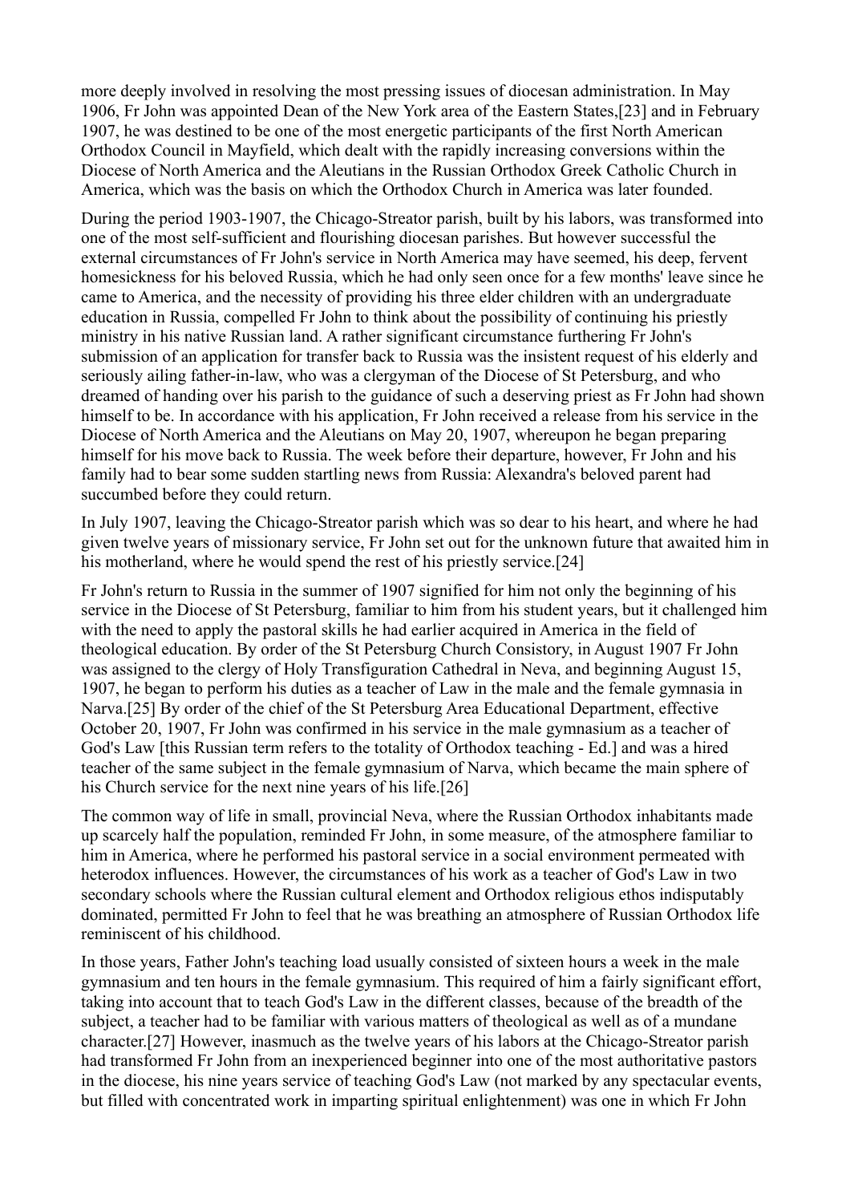more deeply involved in resolving the most pressing issues of diocesan administration. In May 1906, Fr John was appointed Dean of the New York area of the Eastern States,[23] and in February 1907, he was destined to be one of the most energetic participants of the first North American Orthodox Council in Mayfield, which dealt with the rapidly increasing conversions within the Diocese of North America and the Aleutians in the Russian Orthodox Greek Catholic Church in America, which was the basis on which the Orthodox Church in America was later founded.

During the period 1903-1907, the Chicago-Streator parish, built by his labors, was transformed into one of the most self-sufficient and flourishing diocesan parishes. But however successful the external circumstances of Fr John's service in North America may have seemed, his deep, fervent homesickness for his beloved Russia, which he had only seen once for a few months' leave since he came to America, and the necessity of providing his three elder children with an undergraduate education in Russia, compelled Fr John to think about the possibility of continuing his priestly ministry in his native Russian land. A rather significant circumstance furthering Fr John's submission of an application for transfer back to Russia was the insistent request of his elderly and seriously ailing father-in-law, who was a clergyman of the Diocese of St Petersburg, and who dreamed of handing over his parish to the guidance of such a deserving priest as Fr John had shown himself to be. In accordance with his application, Fr John received a release from his service in the Diocese of North America and the Aleutians on May 20, 1907, whereupon he began preparing himself for his move back to Russia. The week before their departure, however, Fr John and his family had to bear some sudden startling news from Russia: Alexandra's beloved parent had succumbed before they could return.

In July 1907, leaving the Chicago-Streator parish which was so dear to his heart, and where he had given twelve years of missionary service, Fr John set out for the unknown future that awaited him in his motherland, where he would spend the rest of his priestly service.[24]

Fr John's return to Russia in the summer of 1907 signified for him not only the beginning of his service in the Diocese of St Petersburg, familiar to him from his student years, but it challenged him with the need to apply the pastoral skills he had earlier acquired in America in the field of theological education. By order of the St Petersburg Church Consistory, in August 1907 Fr John was assigned to the clergy of Holy Transfiguration Cathedral in Neva, and beginning August 15, 1907, he began to perform his duties as a teacher of Law in the male and the female gymnasia in Narva.[25] By order of the chief of the St Petersburg Area Educational Department, effective October 20, 1907, Fr John was confirmed in his service in the male gymnasium as a teacher of God's Law [this Russian term refers to the totality of Orthodox teaching - Ed.] and was a hired teacher of the same subject in the female gymnasium of Narva, which became the main sphere of his Church service for the next nine years of his life.[26]

The common way of life in small, provincial Neva, where the Russian Orthodox inhabitants made up scarcely half the population, reminded Fr John, in some measure, of the atmosphere familiar to him in America, where he performed his pastoral service in a social environment permeated with heterodox influences. However, the circumstances of his work as a teacher of God's Law in two secondary schools where the Russian cultural element and Orthodox religious ethos indisputably dominated, permitted Fr John to feel that he was breathing an atmosphere of Russian Orthodox life reminiscent of his childhood.

In those years, Father John's teaching load usually consisted of sixteen hours a week in the male gymnasium and ten hours in the female gymnasium. This required of him a fairly significant effort, taking into account that to teach God's Law in the different classes, because of the breadth of the subject, a teacher had to be familiar with various matters of theological as well as of a mundane character.[27] However, inasmuch as the twelve years of his labors at the Chicago-Streator parish had transformed Fr John from an inexperienced beginner into one of the most authoritative pastors in the diocese, his nine years service of teaching God's Law (not marked by any spectacular events, but filled with concentrated work in imparting spiritual enlightenment) was one in which Fr John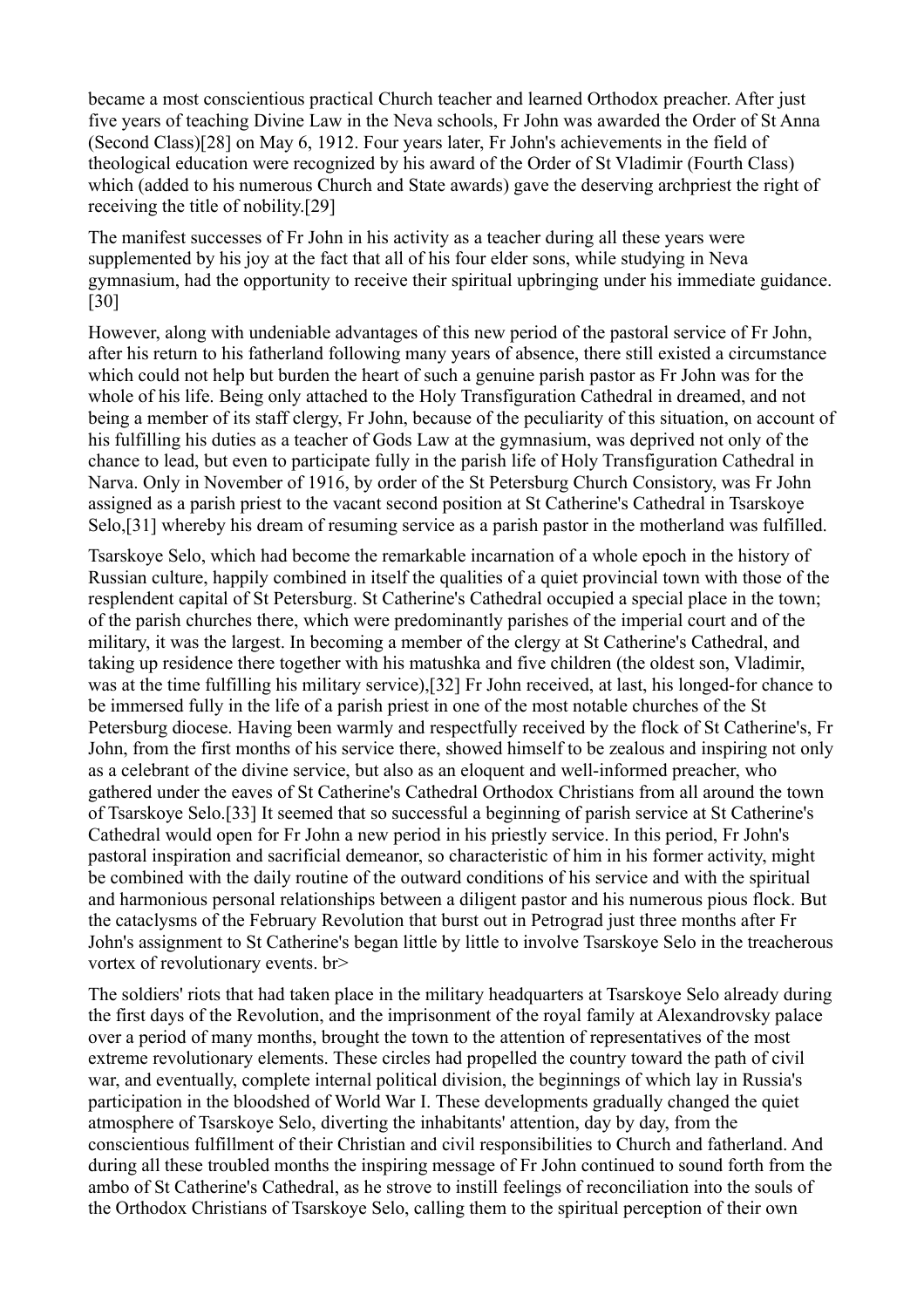became a most conscientious practical Church teacher and learned Orthodox preacher. After just five years of teaching Divine Law in the Neva schools, Fr John was awarded the Order of St Anna (Second Class)[28] on May 6, 1912. Four years later, Fr John's achievements in the field of theological education were recognized by his award of the Order of St Vladimir (Fourth Class) which (added to his numerous Church and State awards) gave the deserving archpriest the right of receiving the title of nobility.[29]

The manifest successes of Fr John in his activity as a teacher during all these years were supplemented by his joy at the fact that all of his four elder sons, while studying in Neva gymnasium, had the opportunity to receive their spiritual upbringing under his immediate guidance.[30]

However, along with undeniable advantages of this new period of the pastoral service of Fr John, after his return to his fatherland following many years of absence, there still existed a circumstance which could not help but burden the heart of such a genuine parish pastor as Fr John was for the whole of his life. Being only attached to the Holy Transfiguration Cathedral in dreamed, and not being a member of its staff clergy, Fr John, because of the peculiarity of this situation, on account of his fulfilling his duties as a teacher of Gods Law at the gymnasium, was deprived not only of the chance to lead, but even to participate fully in the parish life of Holy Transfiguration Cathedral in Narva. Only in November of 1916, by order of the St Petersburg Church Consistory, was Fr John assigned as a parish priest to the vacant second position at St Catherine's Cathedral in Tsarskoye Selo,[31] whereby his dream of resuming service as a parish pastor in the motherland was fulfilled.

Tsarskoye Selo, which had become the remarkable incarnation of a whole epoch in the history of Russian culture, happily combined in itself the qualities of a quiet provincial town with those of the resplendent capital of St Petersburg. St Catherine's Cathedral occupied a special place in the town; of the parish churches there, which were predominantly parishes of the imperial court and of the military, it was the largest. In becoming a member of the clergy at St Catherine's Cathedral, and taking up residence there together with his matushka and five children (the oldest son, Vladimir, was at the time fulfilling his military service),[32] Fr John received, at last, his longed-for chance to be immersed fully in the life of a parish priest in one of the most notable churches of the St Petersburg diocese. Having been warmly and respectfully received by the flock of St Catherine's, Fr John, from the first months of his service there, showed himself to be zealous and inspiring not only as a celebrant of the divine service, but also as an eloquent and well-informed preacher, who gathered under the eaves of St Catherine's Cathedral Orthodox Christians from all around the town of Tsarskoye Selo.[33] It seemed that so successful a beginning of parish service at St Catherine's Cathedral would open for Fr John a new period in his priestly service. In this period, Fr John's pastoral inspiration and sacrificial demeanor, so characteristic of him in his former activity, might be combined with the daily routine of the outward conditions of his service and with the spiritual and harmonious personal relationships between a diligent pastor and his numerous pious flock. But the cataclysms of the February Revolution that burst out in Petrograd just three months after Fr John's assignment to St Catherine's began little by little to involve Tsarskoye Selo in the treacherous vortex of revolutionary events. br>

The soldiers' riots that had taken place in the military headquarters at Tsarskoye Selo already during the first days of the Revolution, and the imprisonment of the royal family at Alexandrovsky palace over a period of many months, brought the town to the attention of representatives of the most extreme revolutionary elements. These circles had propelled the country toward the path of civil war, and eventually, complete internal political division, the beginnings of which lay in Russia's participation in the bloodshed of World War I. These developments gradually changed the quiet atmosphere of Tsarskoye Selo, diverting the inhabitants' attention, day by day, from the conscientious fulfillment of their Christian and civil responsibilities to Church and fatherland. And during all these troubled months the inspiring message of Fr John continued to sound forth from the ambo of St Catherine's Cathedral, as he strove to instill feelings of reconciliation into the souls of the Orthodox Christians of Tsarskoye Selo, calling them to the spiritual perception of their own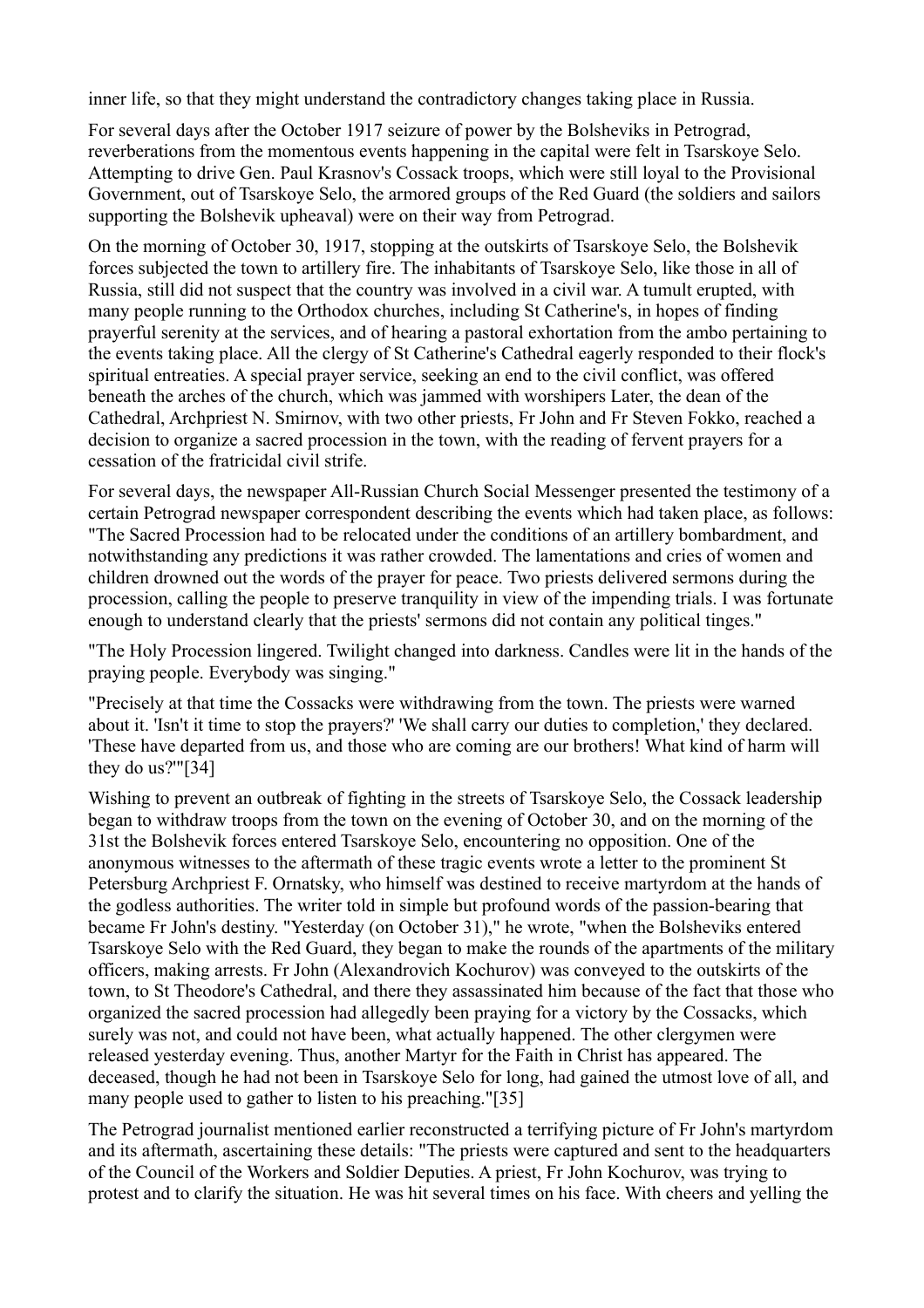inner life, so that they might understand the contradictory changes taking place in Russia.

For several days after the October 1917 seizure of power by the Bolsheviks in Petrograd, reverberations from the momentous events happening in the capital were felt in Tsarskoye Selo. Attempting to drive Gen. Paul Krasnov's Cossack troops, which were still loyal to the Provisional Government, out of Tsarskoye Selo, the armored groups of the Red Guard (the soldiers and sailors supporting the Bolshevik upheaval) were on their way from Petrograd.

On the morning of October 30, 1917, stopping at the outskirts of Tsarskoye Selo, the Bolshevik forces subjected the town to artillery fire. The inhabitants of Tsarskoye Selo, like those in all of Russia, still did not suspect that the country was involved in a civil war. A tumult erupted, with many people running to the Orthodox churches, including St Catherine's, in hopes of finding prayerful serenity at the services, and of hearing a pastoral exhortation from the ambo pertaining to the events taking place. All the clergy of St Catherine's Cathedral eagerly responded to their flock's spiritual entreaties. A special prayer service, seeking an end to the civil conflict, was offered beneath the arches of the church, which was jammed with worshipers Later, the dean of the Cathedral, Archpriest N. Smirnov, with two other priests, Fr John and Fr Steven Fokko, reached a decision to organize a sacred procession in the town, with the reading of fervent prayers for a cessation of the fratricidal civil strife.

For several days, the newspaper All-Russian Church Social Messenger presented the testimony of a certain Petrograd newspaper correspondent describing the events which had taken place, as follows: "The Sacred Procession had to be relocated under the conditions of an artillery bombardment, and notwithstanding any predictions it was rather crowded. The lamentations and cries of women and children drowned out the words of the prayer for peace. Two priests delivered sermons during the procession, calling the people to preserve tranquility in view of the impending trials. I was fortunate enough to understand clearly that the priests' sermons did not contain any political tinges."

"The Holy Procession lingered. Twilight changed into darkness. Candles were lit in the hands of the praying people. Everybody was singing."

"Precisely at that time the Cossacks were withdrawing from the town. The priests were warned about it. 'Isn't it time to stop the prayers?' 'We shall carry our duties to completion,' they declared. 'These have departed from us, and those who are coming are our brothers! What kind of harm will they do us?'"[34]

Wishing to prevent an outbreak of fighting in the streets of Tsarskoye Selo, the Cossack leadership began to withdraw troops from the town on the evening of October 30, and on the morning of the 31st the Bolshevik forces entered Tsarskoye Selo, encountering no opposition. One of the anonymous witnesses to the aftermath of these tragic events wrote a letter to the prominent St Petersburg Archpriest F. Ornatsky, who himself was destined to receive martyrdom at the hands of the godless authorities. The writer told in simple but profound words of the passion-bearing that became Fr John's destiny. "Yesterday (on October 31)," he wrote, "when the Bolsheviks entered Tsarskoye Selo with the Red Guard, they began to make the rounds of the apartments of the military officers, making arrests. Fr John (Alexandrovich Kochurov) was conveyed to the outskirts of the town, to St Theodore's Cathedral, and there they assassinated him because of the fact that those who organized the sacred procession had allegedly been praying for a victory by the Cossacks, which surely was not, and could not have been, what actually happened. The other clergymen were released yesterday evening. Thus, another Martyr for the Faith in Christ has appeared. The deceased, though he had not been in Tsarskoye Selo for long, had gained the utmost love of all, and many people used to gather to listen to his preaching."[35]

The Petrograd journalist mentioned earlier reconstructed a terrifying picture of Fr John's martyrdom and its aftermath, ascertaining these details: "The priests were captured and sent to the headquarters of the Council of the Workers and Soldier Deputies. A priest, Fr John Kochurov, was trying to protest and to clarify the situation. He was hit several times on his face. With cheers and yelling the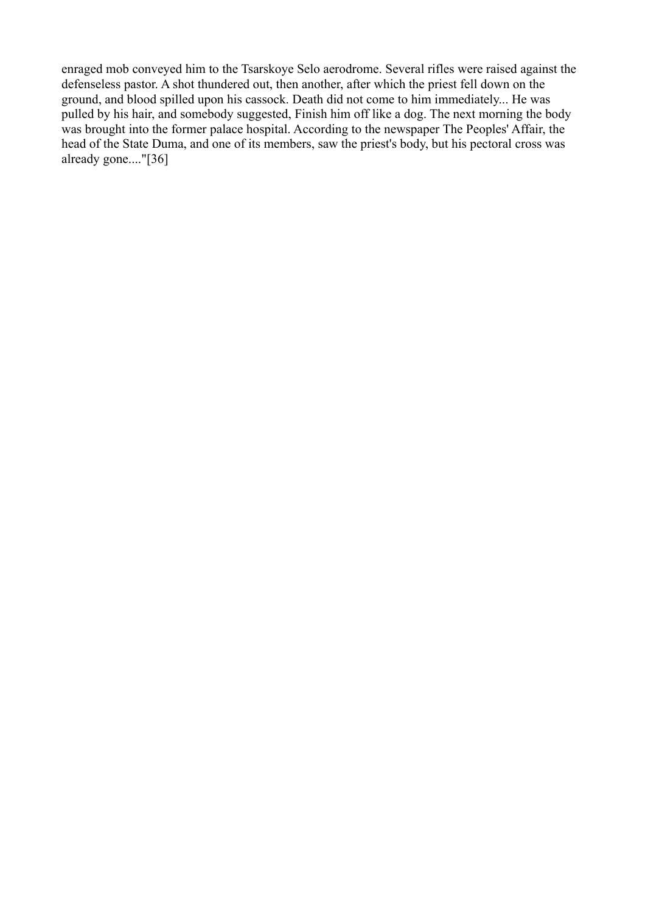enraged mob conveyed him to the Tsarskoye Selo aerodrome. Several rifles were raised against the defenseless pastor. A shot thundered out, then another, after which the priest fell down on the ground, and blood spilled upon his cassock. Death did not come to him immediately... He was pulled by his hair, and somebody suggested, Finish him off like a dog. The next morning the body was brought into the former palace hospital. According to the newspaper The Peoples' Affair, the head of the State Duma, and one of its members, saw the priest's body, but his pectoral cross was already gone...."[36]